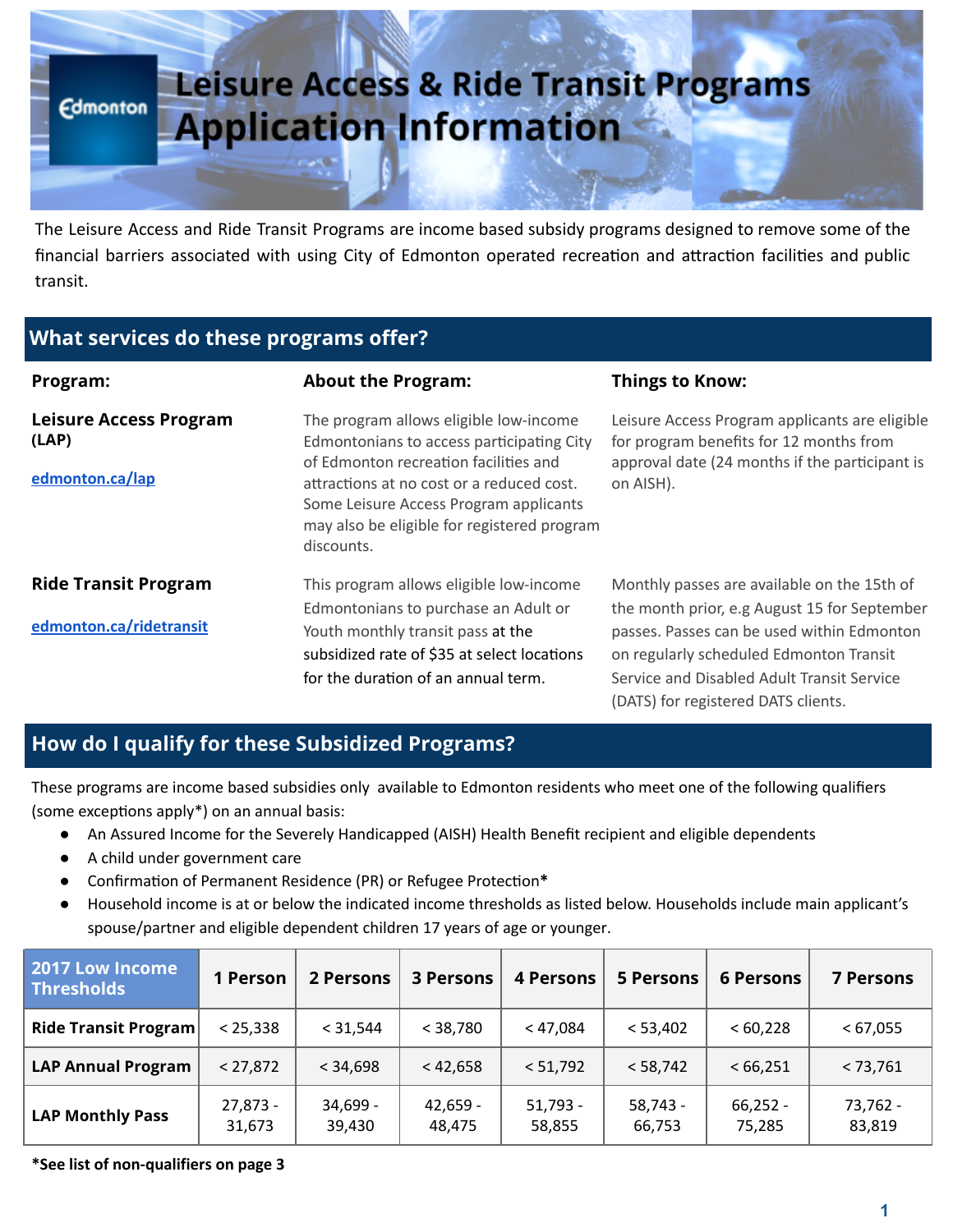# Leisure Access & Ride Transit Programs Application Information

The Leisure Access and Ride Transit Programs are income based subsidy programs designed to remove some of the financial barriers associated with using City of Edmonton operated recreation and attraction facilities and public transit.

## What services do these programs offer?

| Program: | About the Program: | Things to Know: |
|---|---|---|
| **Leisure Access Program (LAP)**<br>edmonton.ca/lap | The program allows eligible low-income Edmontonians to access participating City of Edmonton recreation facilities and attractions at no cost or a reduced cost. Some Leisure Access Program applicants may also be eligible for registered program discounts. | Leisure Access Program applicants are eligible for program benefits for 12 months from approval date (24 months if the participant is on AISH). |
| **Ride Transit Program**<br>edmonton.ca/ridetransit | This program allows eligible low-income Edmontonians to purchase an Adult or Youth monthly transit pass at the subsidized rate of $35 at select locations for the duration of an annual term. | Monthly passes are available on the 15th of the month prior, e.g August 15 for September passes. Passes can be used within Edmonton on regularly scheduled Edmonton Transit Service and Disabled Adult Transit Service (DATS) for registered DATS clients. |

## How do I qualify for these Subsidized Programs?

These programs are income based subsidies only available to Edmonton residents who meet one of the following qualifiers (some exceptions apply*) on an annual basis:

- An Assured Income for the Severely Handicapped (AISH) Health Benefit recipient and eligible dependents
- A child under government care
- Confirmation of Permanent Residence (PR) or Refugee Protection*
- Household income is at or below the indicated income thresholds as listed below. Households include main applicant's spouse/partner and eligible dependent children 17 years of age or younger.

| 2017 Low Income Thresholds | 1 Person | 2 Persons | 3 Persons | 4 Persons | 5 Persons | 6 Persons | 7 Persons |
|---|---|---|---|---|---|---|---|
| **Ride Transit Program** | < 25,338 | < 31,544 | < 38,780 | < 47,084 | < 53,402 | < 60,228 | < 67,055 |
| **LAP Annual Program** | < 27,872 | < 34,698 | < 42,658 | < 51,792 | < 58,742 | < 66,251 | < 73,761 |
| **LAP Monthly Pass** | 27,873 - 31,673 | 34,699 - 39,430 | 42,659 - 48,475 | 51,793 - 58,855 | 58,743 - 66,753 | 66,252 - 75,285 | 73,762 - 83,819 |

**\*See list of non-qualifiers on page 3**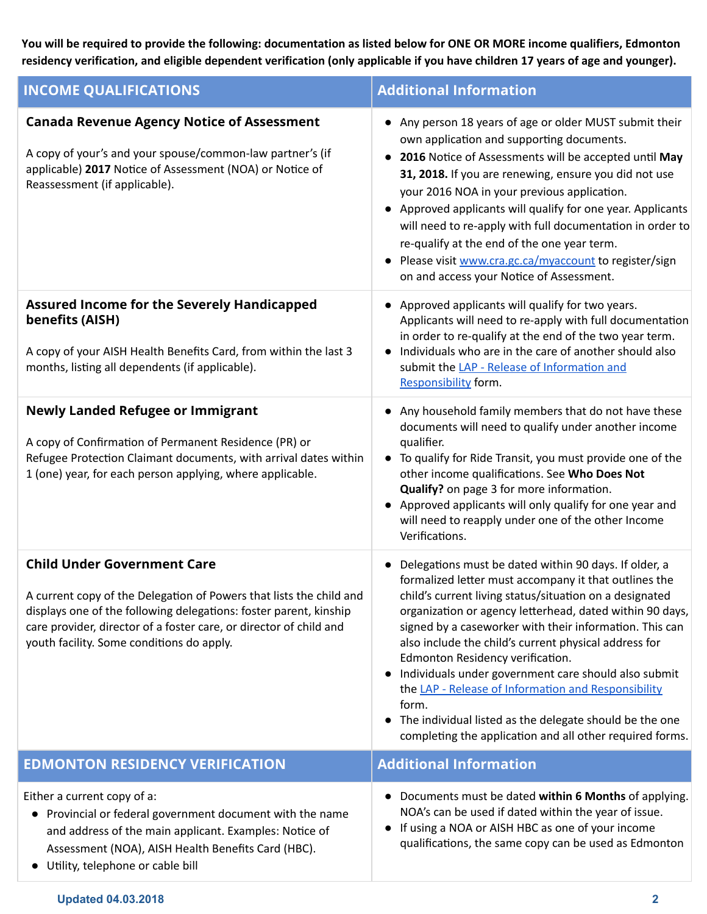**You will be required to provide the following: documentation as listed below for ONE OR MORE income qualifiers, Edmonton residency verification, and eligible dependent verification (only applicable if you have children 17 years of age and younger).**

| INCOME QUALIFICATIONS | Additional Information |
|---|---|
| **Canada Revenue Agency Notice of Assessment**<br><br>A copy of your's and your spouse/common-law partner's (if applicable) **2017** Notice of Assessment (NOA) or Notice of Reassessment (if applicable). | • Any person 18 years of age or older MUST submit their own application and supporting documents.<br>• **2016** Notice of Assessments will be accepted until **May 31, 2018.** If you are renewing, ensure you did not use your 2016 NOA in your previous application.<br>• Approved applicants will qualify for one year. Applicants will need to re-apply with full documentation in order to re-qualify at the end of the one year term.<br>• Please visit [www.cra.gc.ca/myaccount](www.cra.gc.ca/myaccount) to register/sign on and access your Notice of Assessment. |
| **Assured Income for the Severely Handicapped benefits (AISH)**<br><br>A copy of your AISH Health Benefits Card, from within the last 3 months, listing all dependents (if applicable). | • Approved applicants will qualify for two years. Applicants will need to re-apply with full documentation in order to re-qualify at the end of the two year term.<br>• Individuals who are in the care of another should also submit the LAP - Release of Information and Responsibility form. |
| **Newly Landed Refugee or Immigrant**<br><br>A copy of Confirmation of Permanent Residence (PR) or Refugee Protection Claimant documents, with arrival dates within 1 (one) year, for each person applying, where applicable. | • Any household family members that do not have these documents will need to qualify under another income qualifier.<br>• To qualify for Ride Transit, you must provide one of the other income qualifications. See **Who Does Not Qualify?** on page 3 for more information.<br>• Approved applicants will only qualify for one year and will need to reapply under one of the other Income Verifications. |
| **Child Under Government Care**<br><br>A current copy of the Delegation of Powers that lists the child and displays one of the following delegations: foster parent, kinship care provider, director of a foster care, or director of child and youth facility. Some conditions do apply. | • Delegations must be dated within 90 days. If older, a formalized letter must accompany it that outlines the child's current living status/situation on a designated organization or agency letterhead, dated within 90 days, signed by a caseworker with their information. This can also include the child's current physical address for Edmonton Residency verification.<br>• Individuals under government care should also submit the LAP - Release of Information and Responsibility form.<br>• The individual listed as the delegate should be the one completing the application and all other required forms. |

| EDMONTON RESIDENCY VERIFICATION | Additional Information |
|---|---|
| Either a current copy of a:<br>• Provincial or federal government document with the name and address of the main applicant. Examples: Notice of Assessment (NOA), AISH Health Benefits Card (HBC).<br>• Utility, telephone or cable bill | • Documents must be dated **within 6 Months** of applying. NOA's can be used if dated within the year of issue.<br>• If using a NOA or AISH HBC as one of your income qualifications, the same copy can be used as Edmonton |

Updated 04.03.2018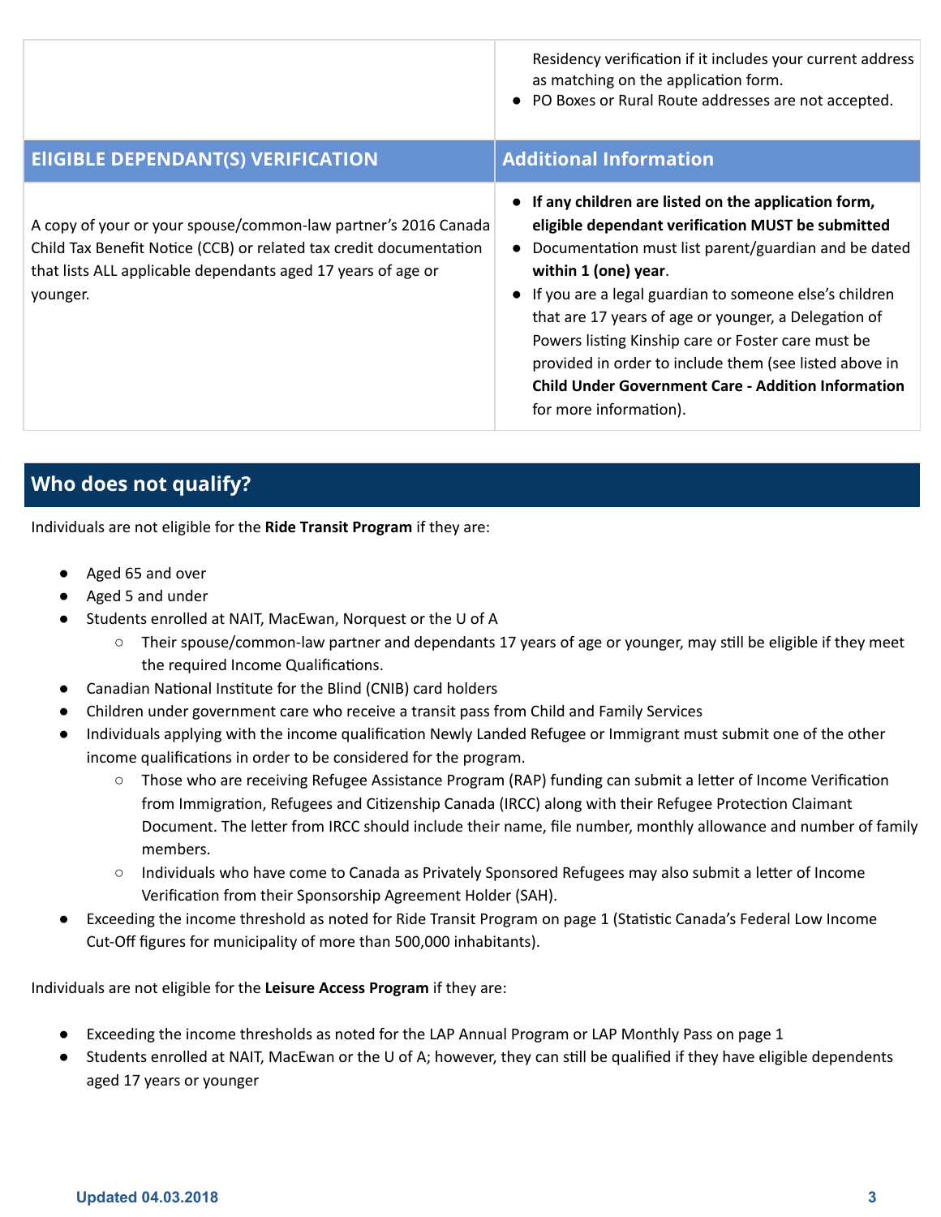| | |
|---|---|
| | Residency verification if it includes your current address as matching on the application form.<br>● PO Boxes or Rural Route addresses are not accepted. |
| **EIIGIBLE DEPENDANT(S) VERIFICATION** | **Additional Information** |
| A copy of your or your spouse/common-law partner's 2016 Canada Child Tax Benefit Notice (CCB) or related tax credit documentation that lists ALL applicable dependants aged 17 years of age or younger. | ● **If any children are listed on the application form, eligible dependant verification MUST be submitted**<br>● Documentation must list parent/guardian and be dated **within 1 (one) year**.<br>● If you are a legal guardian to someone else's children that are 17 years of age or younger, a Delegation of Powers listing Kinship care or Foster care must be provided in order to include them (see listed above in **Child Under Government Care - Addition Information** for more information). |

## Who does not qualify?

Individuals are not eligible for the **Ride Transit Program** if they are:

- Aged 65 and over
- Aged 5 and under
- Students enrolled at NAIT, MacEwan, Norquest or the U of A
  - Their spouse/common-law partner and dependants 17 years of age or younger, may still be eligible if they meet the required Income Qualifications.
- Canadian National Institute for the Blind (CNIB) card holders
- Children under government care who receive a transit pass from Child and Family Services
- Individuals applying with the income qualification Newly Landed Refugee or Immigrant must submit one of the other income qualifications in order to be considered for the program.
  - Those who are receiving Refugee Assistance Program (RAP) funding can submit a letter of Income Verification from Immigration, Refugees and Citizenship Canada (IRCC) along with their Refugee Protection Claimant Document. The letter from IRCC should include their name, file number, monthly allowance and number of family members.
  - Individuals who have come to Canada as Privately Sponsored Refugees may also submit a letter of Income Verification from their Sponsorship Agreement Holder (SAH).
- Exceeding the income threshold as noted for Ride Transit Program on page 1 (Statistic Canada's Federal Low Income Cut-Off figures for municipality of more than 500,000 inhabitants).

Individuals are not eligible for the **Leisure Access Program** if they are:

- Exceeding the income thresholds as noted for the LAP Annual Program or LAP Monthly Pass on page 1
- Students enrolled at NAIT, MacEwan or the U of A; however, they can still be qualified if they have eligible dependents aged 17 years or younger

Updated 04.03.2018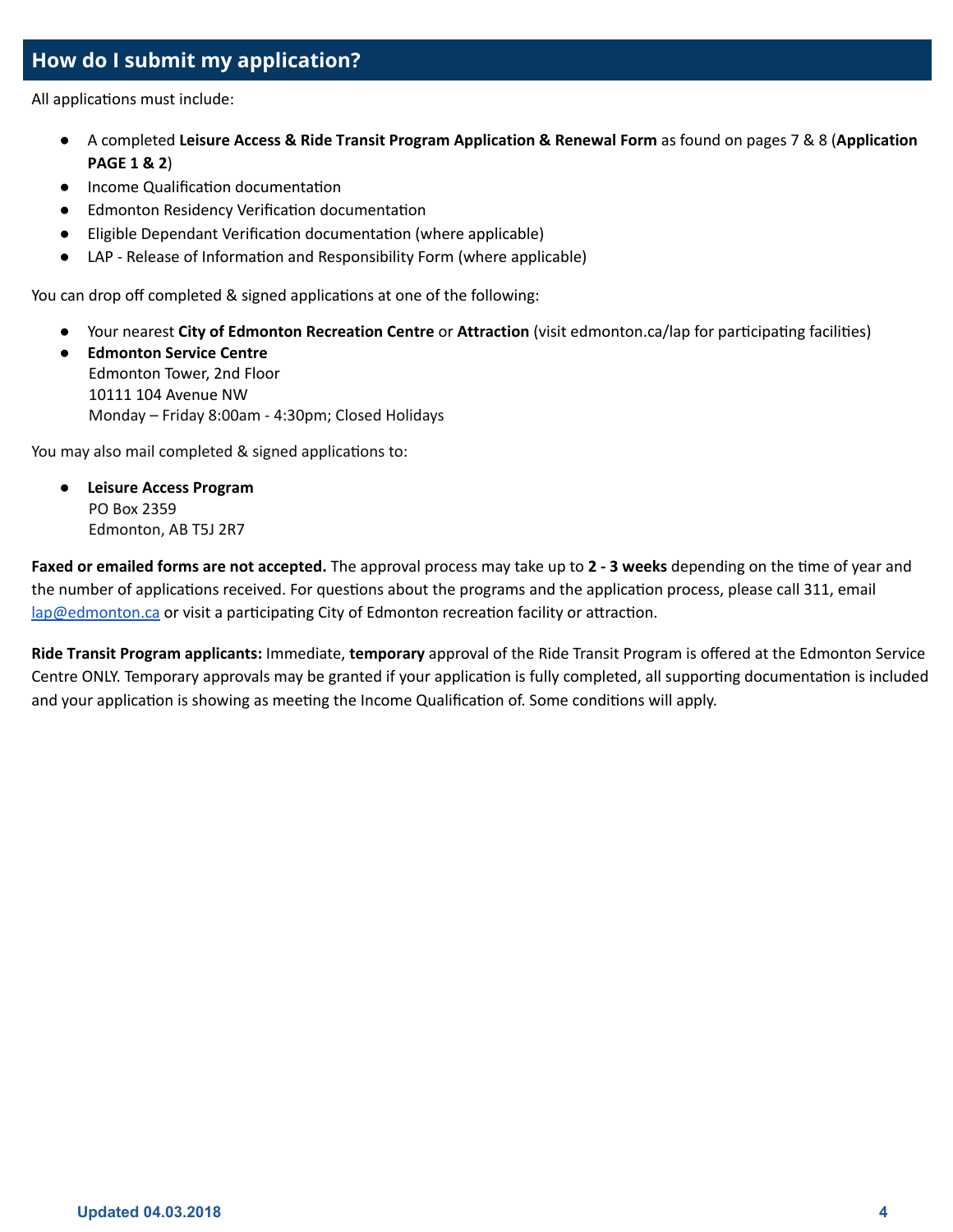## How do I submit my application?

All applications must include:

- A completed **Leisure Access & Ride Transit Program Application & Renewal Form** as found on pages 7 & 8 (**Application PAGE 1 & 2**)
- Income Qualification documentation
- Edmonton Residency Verification documentation
- Eligible Dependant Verification documentation (where applicable)
- LAP - Release of Information and Responsibility Form (where applicable)

You can drop off completed & signed applications at one of the following:

- Your nearest **City of Edmonton Recreation Centre** or **Attraction** (visit edmonton.ca/lap for participating facilities)
- **Edmonton Service Centre**  
  Edmonton Tower, 2nd Floor  
  10111 104 Avenue NW  
  Monday – Friday 8:00am - 4:30pm; Closed Holidays

You may also mail completed & signed applications to:

- **Leisure Access Program**  
  PO Box 2359  
  Edmonton, AB T5J 2R7

**Faxed or emailed forms are not accepted.** The approval process may take up to **2 - 3 weeks** depending on the time of year and the number of applications received. For questions about the programs and the application process, please call 311, email lap@edmonton.ca or visit a participating City of Edmonton recreation facility or attraction.

**Ride Transit Program applicants:** Immediate, **temporary** approval of the Ride Transit Program is offered at the Edmonton Service Centre ONLY. Temporary approvals may be granted if your application is fully completed, all supporting documentation is included and your application is showing as meeting the Income Qualification of. Some conditions will apply.

Updated 04.03.2018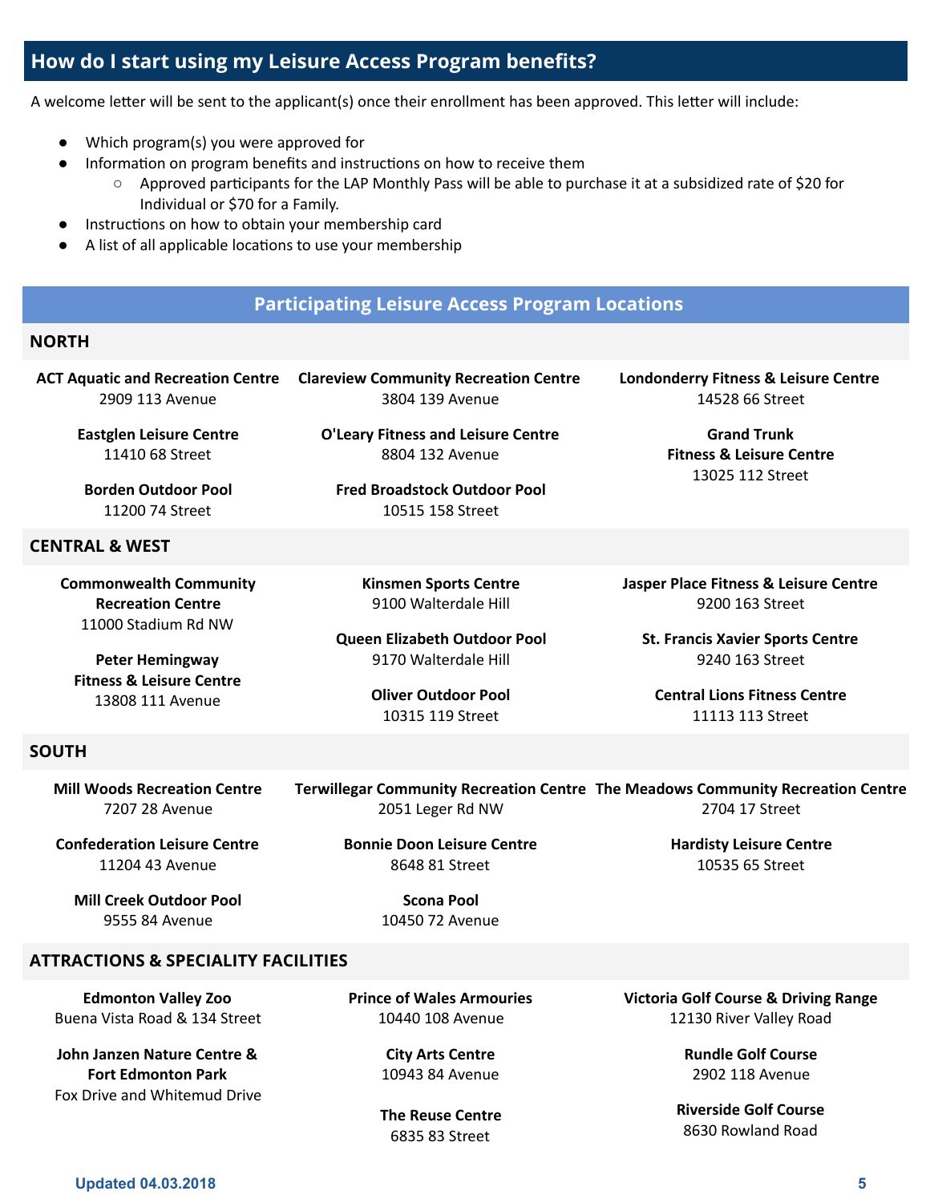## How do I start using my Leisure Access Program benefits?

A welcome letter will be sent to the applicant(s) once their enrollment has been approved. This letter will include:

- Which program(s) you were approved for
- Information on program benefits and instructions on how to receive them
  - Approved participants for the LAP Monthly Pass will be able to purchase it at a subsidized rate of $20 for Individual or $70 for a Family.
- Instructions on how to obtain your membership card
- A list of all applicable locations to use your membership

## Participating Leisure Access Program Locations

### NORTH

**ACT Aquatic and Recreation Centre**
2909 113 Avenue

**Eastglen Leisure Centre**
11410 68 Street

**Borden Outdoor Pool**
11200 74 Street

**Clareview Community Recreation Centre**
3804 139 Avenue

**O'Leary Fitness and Leisure Centre**
8804 132 Avenue

**Fred Broadstock Outdoor Pool**
10515 158 Street

**Londonderry Fitness & Leisure Centre**
14528 66 Street

**Grand Trunk Fitness & Leisure Centre**
13025 112 Street

### CENTRAL & WEST

**Commonwealth Community Recreation Centre**
11000 Stadium Rd NW

**Peter Hemingway Fitness & Leisure Centre**
13808 111 Avenue

**Kinsmen Sports Centre**
9100 Walterdale Hill

**Queen Elizabeth Outdoor Pool**
9170 Walterdale Hill

**Oliver Outdoor Pool**
10315 119 Street

**Jasper Place Fitness & Leisure Centre**
9200 163 Street

**St. Francis Xavier Sports Centre**
9240 163 Street

**Central Lions Fitness Centre**
11113 113 Street

### SOUTH

**Mill Woods Recreation Centre**
7207 28 Avenue

**Confederation Leisure Centre**
11204 43 Avenue

**Mill Creek Outdoor Pool**
9555 84 Avenue

**Terwillegar Community Recreation Centre**
2051 Leger Rd NW

**Bonnie Doon Leisure Centre**
8648 81 Street

**Scona Pool**
10450 72 Avenue

**The Meadows Community Recreation Centre**
2704 17 Street

**Hardisty Leisure Centre**
10535 65 Street

### ATTRACTIONS & SPECIALITY FACILITIES

**Edmonton Valley Zoo**
Buena Vista Road & 134 Street

**John Janzen Nature Centre & Fort Edmonton Park**
Fox Drive and Whitemud Drive

**Prince of Wales Armouries**
10440 108 Avenue

**City Arts Centre**
10943 84 Avenue

**The Reuse Centre**
6835 83 Street

**Victoria Golf Course & Driving Range**
12130 River Valley Road

**Rundle Golf Course**
2902 118 Avenue

**Riverside Golf Course**
8630 Rowland Road

Updated 04.03.2018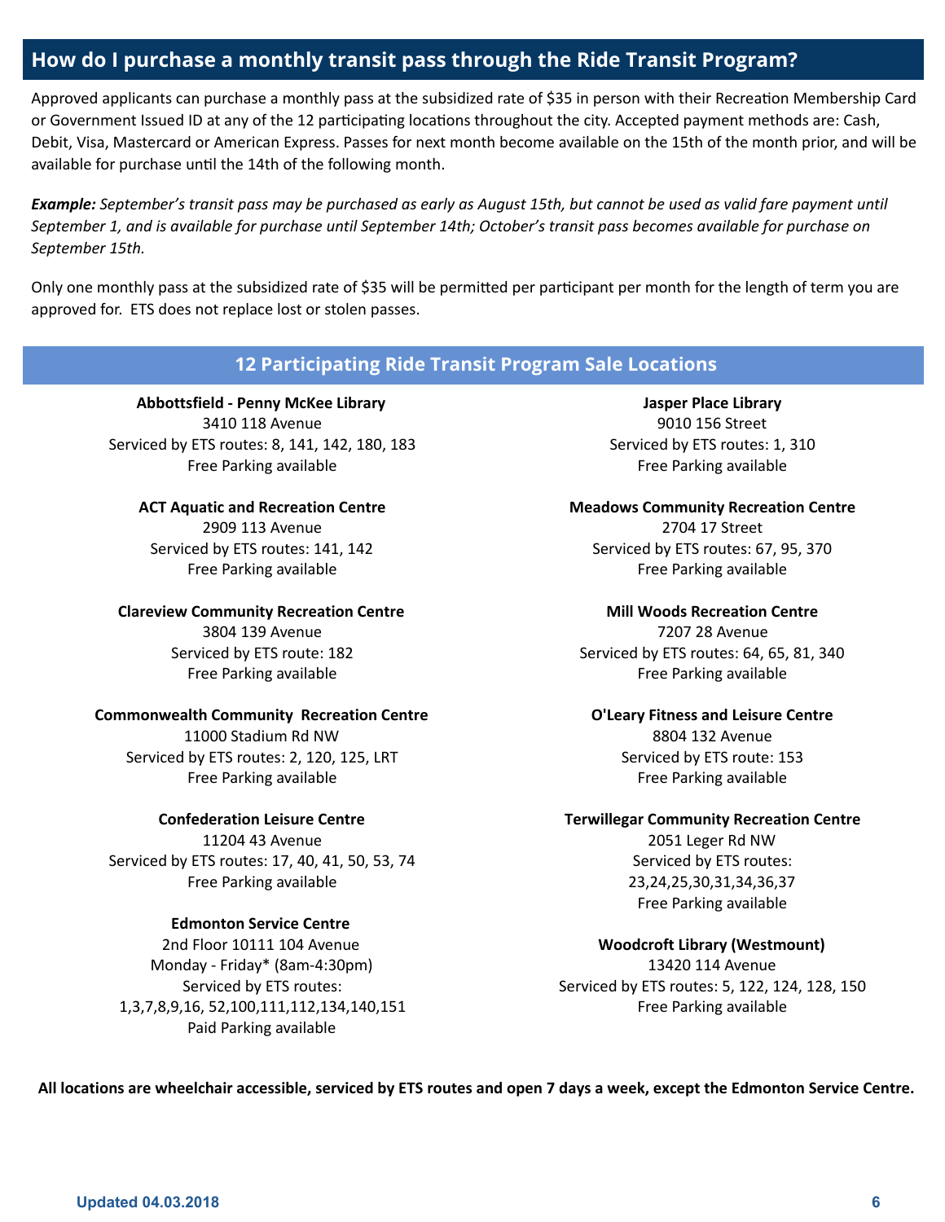## How do I purchase a monthly transit pass through the Ride Transit Program?

Approved applicants can purchase a monthly pass at the subsidized rate of $35 in person with their Recreation Membership Card or Government Issued ID at any of the 12 participating locations throughout the city. Accepted payment methods are: Cash, Debit, Visa, Mastercard or American Express. Passes for next month become available on the 15th of the month prior, and will be available for purchase until the 14th of the following month.

***Example:*** *September's transit pass may be purchased as early as August 15th, but cannot be used as valid fare payment until September 1, and is available for purchase until September 14th; October's transit pass becomes available for purchase on September 15th.*

Only one monthly pass at the subsidized rate of $35 will be permitted per participant per month for the length of term you are approved for. ETS does not replace lost or stolen passes.

## 12 Participating Ride Transit Program Sale Locations

**Abbottsfield - Penny McKee Library**
3410 118 Avenue
Serviced by ETS routes: 8, 141, 142, 180, 183
Free Parking available

**ACT Aquatic and Recreation Centre**
2909 113 Avenue
Serviced by ETS routes: 141, 142
Free Parking available

**Clareview Community Recreation Centre**
3804 139 Avenue
Serviced by ETS route: 182
Free Parking available

**Commonwealth Community Recreation Centre**
11000 Stadium Rd NW
Serviced by ETS routes: 2, 120, 125, LRT
Free Parking available

**Confederation Leisure Centre**
11204 43 Avenue
Serviced by ETS routes: 17, 40, 41, 50, 53, 74
Free Parking available

**Edmonton Service Centre**
2nd Floor 10111 104 Avenue
Monday - Friday* (8am-4:30pm)
Serviced by ETS routes:
1,3,7,8,9,16, 52,100,111,112,134,140,151
Paid Parking available

**Jasper Place Library**
9010 156 Street
Serviced by ETS routes: 1, 310
Free Parking available

**Meadows Community Recreation Centre**
2704 17 Street
Serviced by ETS routes: 67, 95, 370
Free Parking available

**Mill Woods Recreation Centre**
7207 28 Avenue
Serviced by ETS routes: 64, 65, 81, 340
Free Parking available

**O'Leary Fitness and Leisure Centre**
8804 132 Avenue
Serviced by ETS route: 153
Free Parking available

**Terwillegar Community Recreation Centre**
2051 Leger Rd NW
Serviced by ETS routes:
23,24,25,30,31,34,36,37
Free Parking available

**Woodcroft Library (Westmount)**
13420 114 Avenue
Serviced by ETS routes: 5, 122, 124, 128, 150
Free Parking available

**All locations are wheelchair accessible, serviced by ETS routes and open 7 days a week, except the Edmonton Service Centre.**

Updated 04.03.2018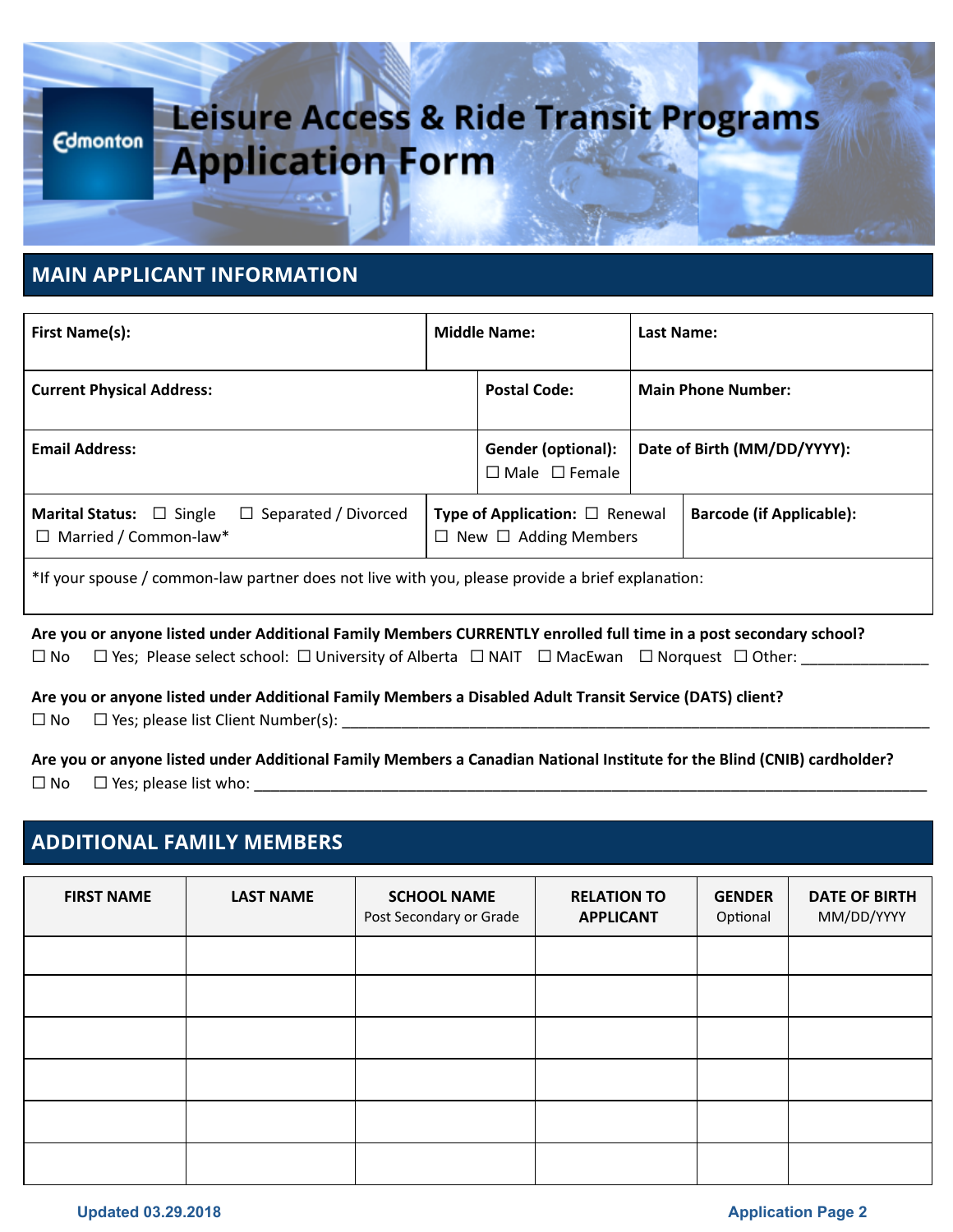# Leisure Access & Ride Transit Programs Application Form

## MAIN APPLICANT INFORMATION

| First Name(s): | Middle Name: | Last Name: |
|---|---|---|
| **Current Physical Address:** | **Postal Code:** | **Main Phone Number:** |
| **Email Address:** | **Gender (optional):** ☐ Male ☐ Female | **Date of Birth (MM/DD/YYYY):** |
| **Marital Status:** ☐ Single ☐ Separated / Divorced ☐ Married / Common-law* | **Type of Application:** ☐ Renewal ☐ New ☐ Adding Members | **Barcode (if Applicable):** |

*If your spouse / common-law partner does not live with you, please provide a brief explanation:

**Are you or anyone listed under Additional Family Members CURRENTLY enrolled full time in a post secondary school?**
☐ No ☐ Yes; Please select school: ☐ University of Alberta ☐ NAIT ☐ MacEwan ☐ Norquest ☐ Other: _______________

**Are you or anyone listed under Additional Family Members a Disabled Adult Transit Service (DATS) client?**
☐ No ☐ Yes; please list Client Number(s): _______________

**Are you or anyone listed under Additional Family Members a Canadian National Institute for the Blind (CNIB) cardholder?**
☐ No ☐ Yes; please list who: _______________

## ADDITIONAL FAMILY MEMBERS

| FIRST NAME | LAST NAME | SCHOOL NAME Post Secondary or Grade | RELATION TO APPLICANT | GENDER Optional | DATE OF BIRTH MM/DD/YYYY |
|---|---|---|---|---|---|
| | | | | | |
| | | | | | |
| | | | | | |
| | | | | | |
| | | | | | |
| | | | | | |

Updated 03.29.2018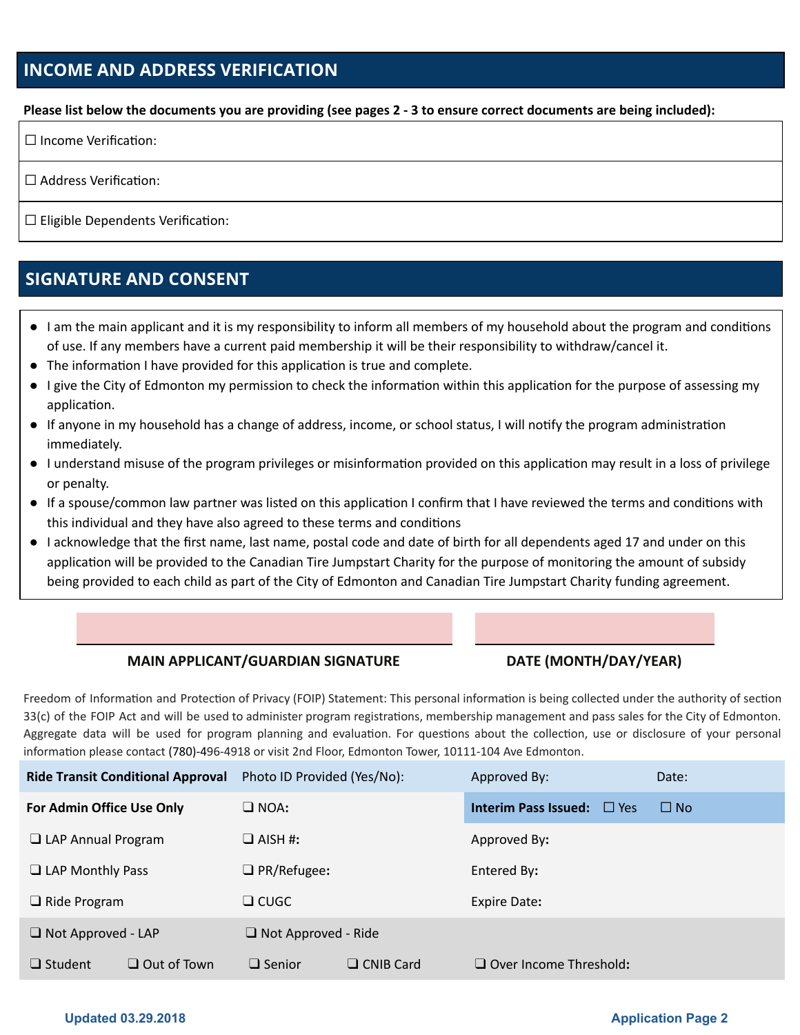## INCOME AND ADDRESS VERIFICATION

**Please list below the documents you are providing (see pages 2 - 3 to ensure correct documents are being included):**

☐ Income Verification:

☐ Address Verification:

☐ Eligible Dependents Verification:

## SIGNATURE AND CONSENT

- I am the main applicant and it is my responsibility to inform all members of my household about the program and conditions of use. If any members have a current paid membership it will be their responsibility to withdraw/cancel it.
- The information I have provided for this application is true and complete.
- I give the City of Edmonton my permission to check the information within this application for the purpose of assessing my application.
- If anyone in my household has a change of address, income, or school status, I will notify the program administration immediately.
- I understand misuse of the program privileges or misinformation provided on this application may result in a loss of privilege or penalty.
- If a spouse/common law partner was listed on this application I confirm that I have reviewed the terms and conditions with this individual and they have also agreed to these terms and conditions
- I acknowledge that the first name, last name, postal code and date of birth for all dependents aged 17 and under on this application will be provided to the Canadian Tire Jumpstart Charity for the purpose of monitoring the amount of subsidy being provided to each child as part of the City of Edmonton and Canadian Tire Jumpstart Charity funding agreement.

| **MAIN APPLICANT/GUARDIAN SIGNATURE** | **DATE (MONTH/DAY/YEAR)** |
|---|---|
| | |

Freedom of Information and Protection of Privacy (FOIP) Statement: This personal information is being collected under the authority of section 33(c) of the FOIP Act and will be used to administer program registrations, membership management and pass sales for the City of Edmonton. Aggregate data will be used for program planning and evaluation. For questions about the collection, use or disclosure of your personal information please contact (780)-496-4918 or visit 2nd Floor, Edmonton Tower, 10111-104 Ave Edmonton.

| | | | | | |
|---|---|---|---|---|---|
| **Ride Transit Conditional Approval** | | Photo ID Provided (Yes/No): | | Approved By: | Date: |
| **For Admin Office Use Only** | | ❑ NOA: | | **Interim Pass Issued:** ☐ Yes | ☐ No |
| ❑ LAP Annual Program | | ❑ AISH #: | | Approved By: | |
| ❑ LAP Monthly Pass | | ❑ PR/Refugee: | | Entered By: | |
| ❑ Ride Program | | ❑ CUGC | | Expire Date: | |
| ❑ Not Approved - LAP | | ❑ Not Approved - Ride | | | |
| ❑ Student | ❑ Out of Town | ❑ Senior | ❑ CNIB Card | ❑ Over Income Threshold: | |

Updated 03.29.2018

Application Page 2